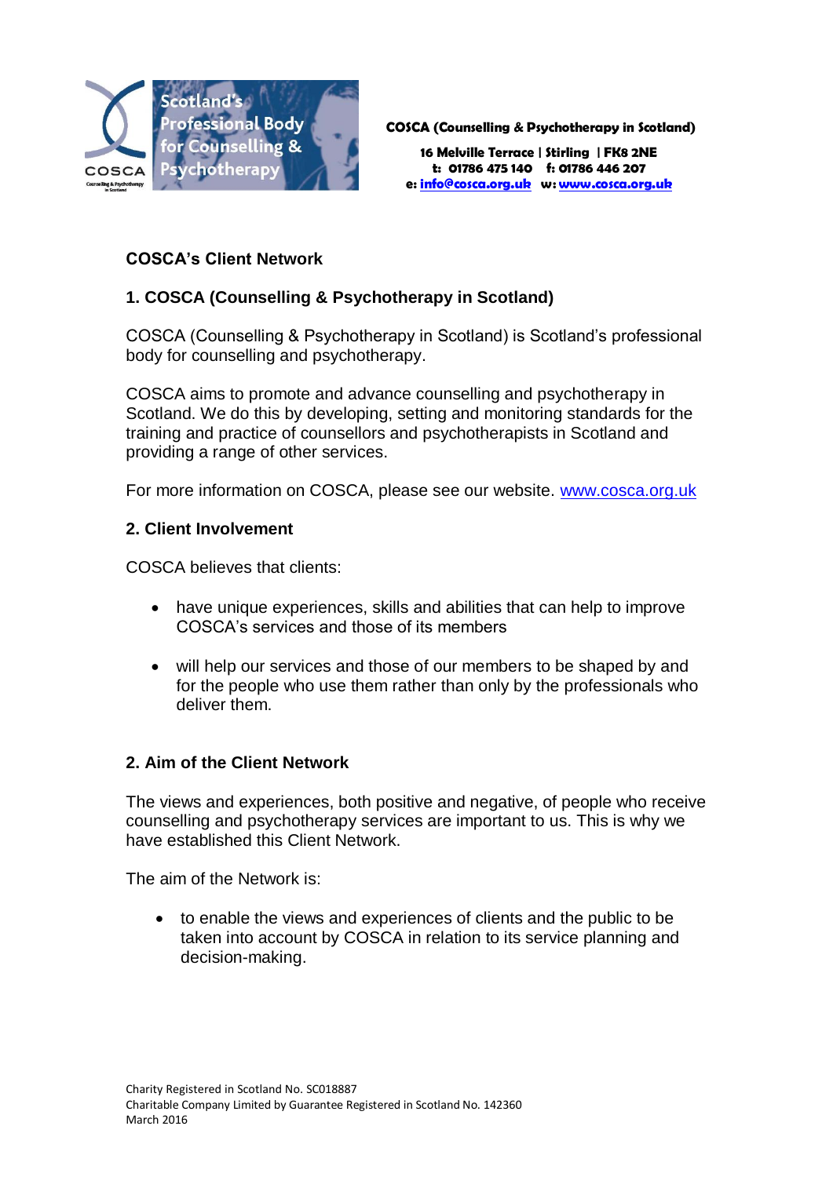**COSCA (Counselling & Psychotherapy in Scotland)**

**16 Melville Terrace | Stirling | FK8 2NE**
**t: 01786 475 140 f: 01786 446 207**
**e: info@cosca.org.uk w: www.cosca.org.uk**

## COSCA's Client Network

### 1. COSCA (Counselling & Psychotherapy in Scotland)

COSCA (Counselling & Psychotherapy in Scotland) is Scotland's professional body for counselling and psychotherapy.

COSCA aims to promote and advance counselling and psychotherapy in Scotland. We do this by developing, setting and monitoring standards for the training and practice of counsellors and psychotherapists in Scotland and providing a range of other services.

For more information on COSCA, please see our website. www.cosca.org.uk

### 2. Client Involvement

COSCA believes that clients:

- have unique experiences, skills and abilities that can help to improve COSCA's services and those of its members
- will help our services and those of our members to be shaped by and for the people who use them rather than only by the professionals who deliver them.

### 2. Aim of the Client Network

The views and experiences, both positive and negative, of people who receive counselling and psychotherapy services are important to us. This is why we have established this Client Network.

The aim of the Network is:

- to enable the views and experiences of clients and the public to be taken into account by COSCA in relation to its service planning and decision-making.

Charity Registered in Scotland No. SC018887
Charitable Company Limited by Guarantee Registered in Scotland No. 142360
March 2016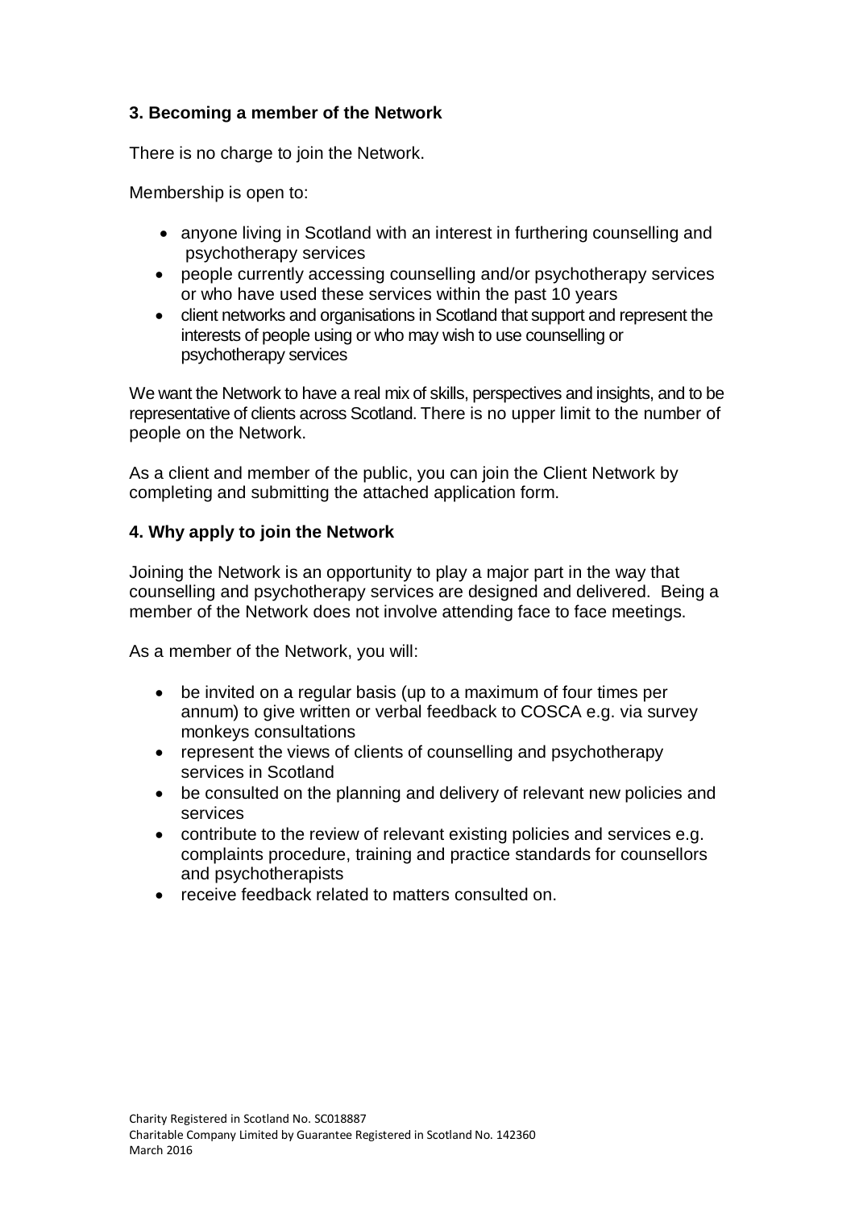### 3. Becoming a member of the Network

There is no charge to join the Network.

Membership is open to:

- anyone living in Scotland with an interest in furthering counselling and psychotherapy services
- people currently accessing counselling and/or psychotherapy services or who have used these services within the past 10 years
- client networks and organisations in Scotland that support and represent the interests of people using or who may wish to use counselling or psychotherapy services

We want the Network to have a real mix of skills, perspectives and insights, and to be representative of clients across Scotland. There is no upper limit to the number of people on the Network.

As a client and member of the public, you can join the Client Network by completing and submitting the attached application form.

### 4. Why apply to join the Network

Joining the Network is an opportunity to play a major part in the way that counselling and psychotherapy services are designed and delivered. Being a member of the Network does not involve attending face to face meetings.

As a member of the Network, you will:

- be invited on a regular basis (up to a maximum of four times per annum) to give written or verbal feedback to COSCA e.g. via survey monkeys consultations
- represent the views of clients of counselling and psychotherapy services in Scotland
- be consulted on the planning and delivery of relevant new policies and services
- contribute to the review of relevant existing policies and services e.g. complaints procedure, training and practice standards for counsellors and psychotherapists
- receive feedback related to matters consulted on.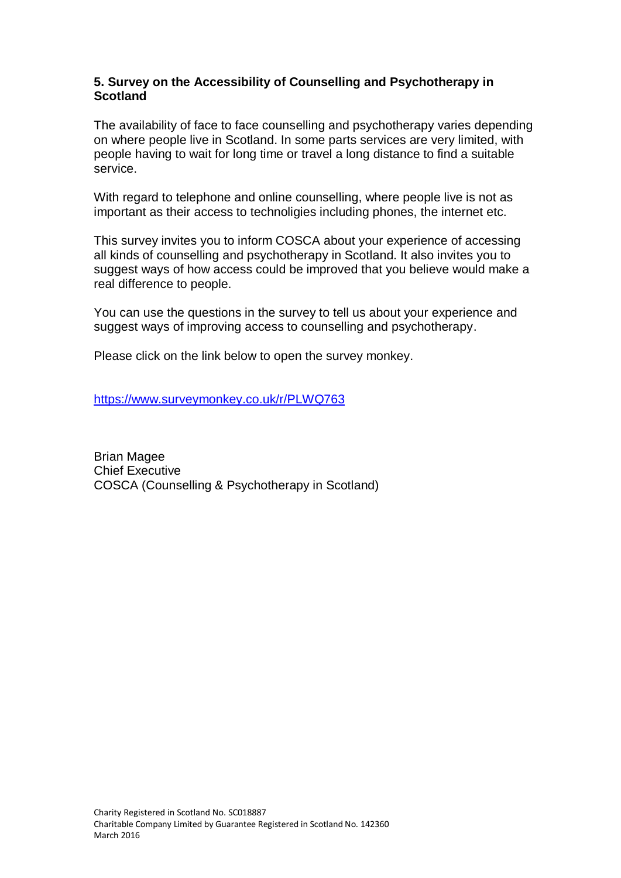## 5. Survey on the Accessibility of Counselling and Psychotherapy in Scotland

The availability of face to face counselling and psychotherapy varies depending on where people live in Scotland. In some parts services are very limited, with people having to wait for long time or travel a long distance to find a suitable service.

With regard to telephone and online counselling, where people live is not as important as their access to technoligies including phones, the internet etc.

This survey invites you to inform COSCA about your experience of accessing all kinds of counselling and psychotherapy in Scotland. It also invites you to suggest ways of how access could be improved that you believe would make a real difference to people.

You can use the questions in the survey to tell us about your experience and suggest ways of improving access to counselling and psychotherapy.

Please click on the link below to open the survey monkey.

https://www.surveymonkey.co.uk/r/PLWQ763

Brian Magee
Chief Executive
COSCA (Counselling & Psychotherapy in Scotland)

Charity Registered in Scotland No. SC018887
Charitable Company Limited by Guarantee Registered in Scotland No. 142360
March 2016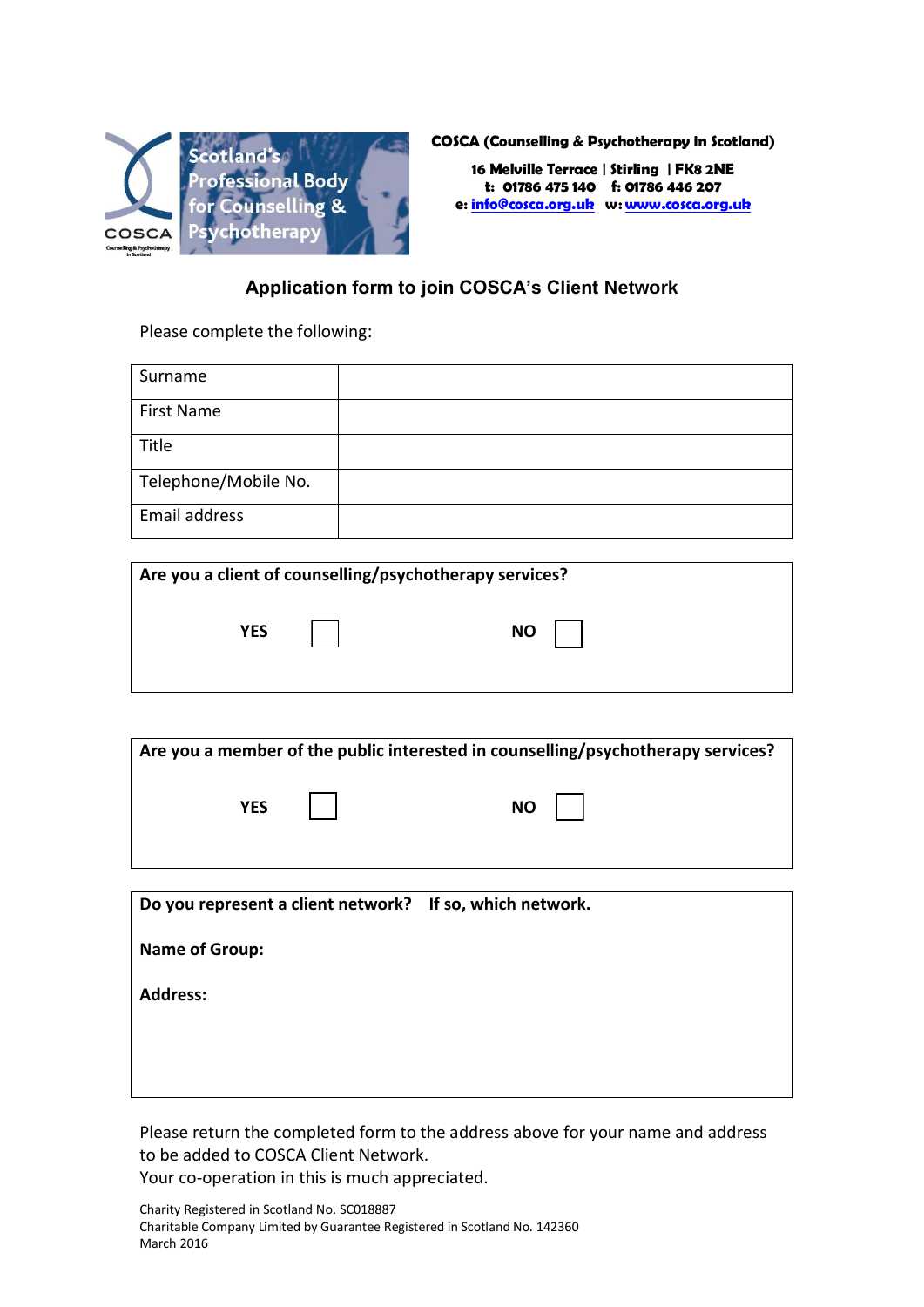Scotland's Professional Body for Counselling & Psychotherapy

COSCA (Counselling & Psychotherapy in Scotland)

16 Melville Terrace | Stirling | FK8 2NE
t: 01786 475 140 f: 01786 446 207
e: info@cosca.org.uk w: www.cosca.org.uk

## Application form to join COSCA's Client Network

Please complete the following:

| | |
|---|---|
| Surname | |
| First Name | |
| Title | |
| Telephone/Mobile No. | |
| Email address | |

**Are you a client of counselling/psychotherapy services?**

**YES** ☐ **NO** ☐

**Are you a member of the public interested in counselling/psychotherapy services?**

**YES** ☐ **NO** ☐

**Do you represent a client network? If so, which network.**

**Name of Group:**

**Address:**

Please return the completed form to the address above for your name and address to be added to COSCA Client Network.
Your co-operation in this is much appreciated.

Charity Registered in Scotland No. SC018887
Charitable Company Limited by Guarantee Registered in Scotland No. 142360
March 2016